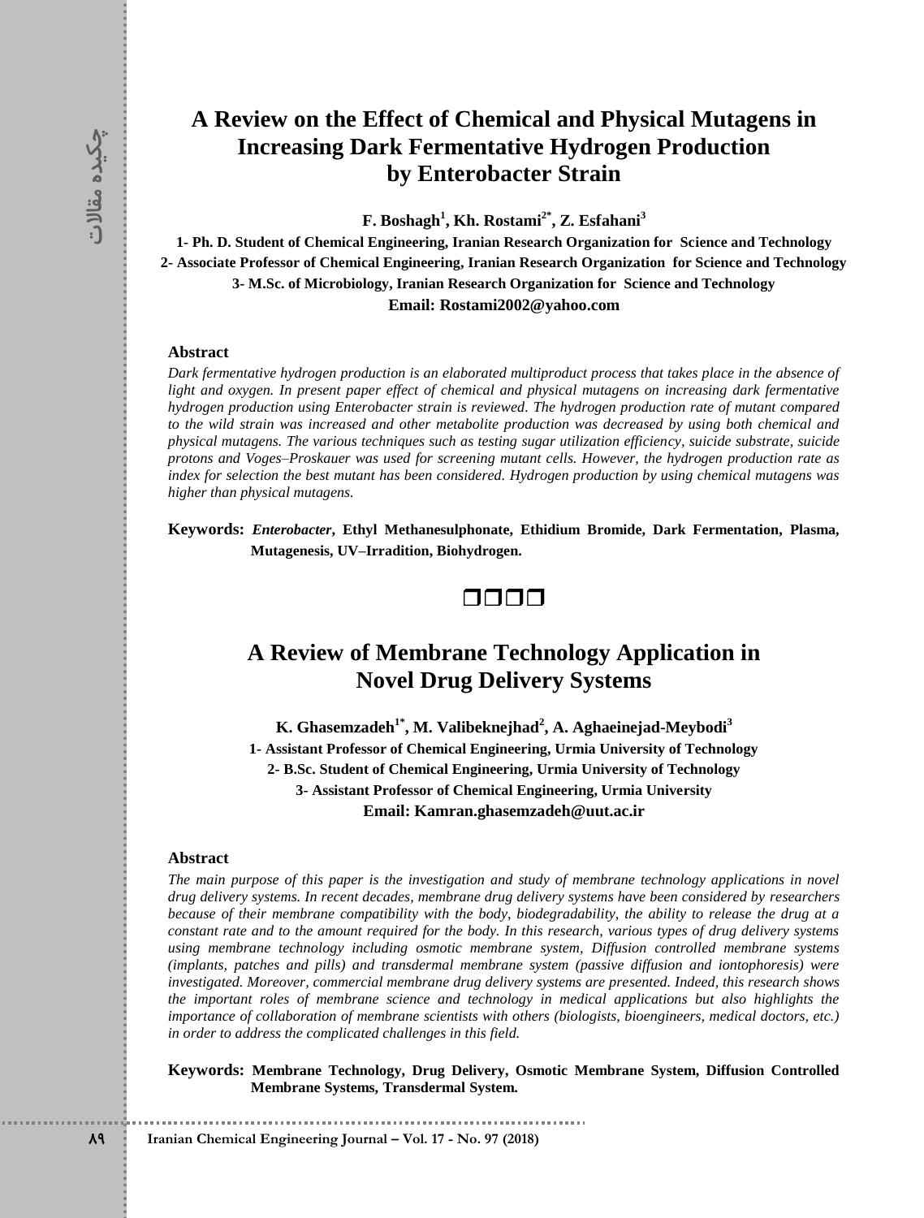# A Review on the Effect of Chemical and Physical Mutagens in Increasing Dark Fermentative Hydrogen Production by Enterobacter Strain

**F. Boshagh[1], Kh. Rostami[2*], Z. Esfahani[3]**

**1- Ph. D. Student of Chemical Engineering, Iranian Research Organization for Science and Technology**

**2- Associate Professor of Chemical Engineering, Iranian Research Organization for Science and Technology**

**3- M.Sc. of Microbiology, Iranian Research Organization for Science and Technology**

**Email: Rostami2002@yahoo.com**

### Abstract

*Dark fermentative hydrogen production is an elaborated multiproduct process that takes place in the absence of light and oxygen. In present paper effect of chemical and physical mutagens on increasing dark fermentative hydrogen production using Enterobacter strain is reviewed. The hydrogen production rate of mutant compared to the wild strain was increased and other metabolite production was decreased by using both chemical and physical mutagens. The various techniques such as testing sugar utilization efficiency, suicide substrate, suicide protons and Voges–Proskauer was used for screening mutant cells. However, the hydrogen production rate as index for selection the best mutant has been considered. Hydrogen production by using chemical mutagens was higher than physical mutagens.*

**Keywords:** ***Enterobacter*, Ethyl Methanesulphonate, Ethidium Bromide, Dark Fermentation, Plasma, Mutagenesis, UV–Irradition, Biohydrogen.**

❒❒❒❒

# A Review of Membrane Technology Application in Novel Drug Delivery Systems

**K. Ghasemzadeh[1*], M. Valibeknejhad[2], A. Aghaeinejad-Meybodi[3]**

**1- Assistant Professor of Chemical Engineering, Urmia University of Technology**

**2- B.Sc. Student of Chemical Engineering, Urmia University of Technology**

**3- Assistant Professor of Chemical Engineering, Urmia University**

**Email: Kamran.ghasemzadeh@uut.ac.ir**

### Abstract

*The main purpose of this paper is the investigation and study of membrane technology applications in novel drug delivery systems. In recent decades, membrane drug delivery systems have been considered by researchers because of their membrane compatibility with the body, biodegradability, the ability to release the drug at a constant rate and to the amount required for the body. In this research, various types of drug delivery systems using membrane technology including osmotic membrane system, Diffusion controlled membrane systems (implants, patches and pills) and transdermal membrane system (passive diffusion and iontophoresis) were investigated. Moreover, commercial membrane drug delivery systems are presented. Indeed, this research shows the important roles of membrane science and technology in medical applications but also highlights the importance of collaboration of membrane scientists with others (biologists, bioengineers, medical doctors, etc.) in order to address the complicated challenges in this field.*

**Keywords: Membrane Technology, Drug Delivery, Osmotic Membrane System, Diffusion Controlled Membrane Systems, Transdermal System.**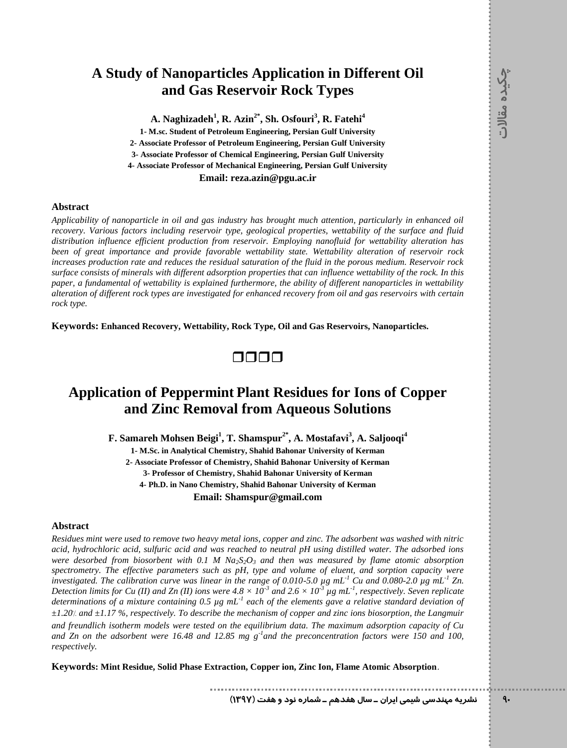# A Study of Nanoparticles Application in Different Oil and Gas Reservoir Rock Types

**A. Naghizadeh[1], R. Azin[2*], Sh. Osfouri[3], R. Fatehi[4]**

**1- M.sc. Student of Petroleum Engineering, Persian Gulf University**

**2- Associate Professor of Petroleum Engineering, Persian Gulf University**

**3- Associate Professor of Chemical Engineering, Persian Gulf University**

**4- Associate Professor of Mechanical Engineering, Persian Gulf University**

**Email: reza.azin@pgu.ac.ir**

### Abstract

*Applicability of nanoparticle in oil and gas industry has brought much attention, particularly in enhanced oil recovery. Various factors including reservoir type, geological properties, wettability of the surface and fluid distribution influence efficient production from reservoir. Employing nanofluid for wettability alteration has been of great importance and provide favorable wettability state. Wettability alteration of reservoir rock increases production rate and reduces the residual saturation of the fluid in the porous medium. Reservoir rock surface consists of minerals with different adsorption properties that can influence wettability of the rock. In this paper, a fundamental of wettability is explained furthermore, the ability of different nanoparticles in wettability alteration of different rock types are investigated for enhanced recovery from oil and gas reservoirs with certain rock type.*

**Keywords: Enhanced Recovery, Wettability, Rock Type, Oil and Gas Reservoirs, Nanoparticles.**

❒❒❒❒

# Application of Peppermint Plant Residues for Ions of Copper and Zinc Removal from Aqueous Solutions

**F. Samareh Mohsen Beigi[1], T. Shamspur[2*], A. Mostafavi[3], A. Saljooqi[4]**

**1- M.Sc. in Analytical Chemistry, Shahid Bahonar University of Kerman**

**2- Associate Professor of Chemistry, Shahid Bahonar University of Kerman**

**3- Professor of Chemistry, Shahid Bahonar University of Kerman**

**4- Ph.D. in Nano Chemistry, Shahid Bahonar University of Kerman**

**Email: Shamspur@gmail.com**

### Abstract

*Residues mint were used to remove two heavy metal ions, copper and zinc. The adsorbent was washed with nitric acid, hydrochloric acid, sulfuric acid and was reached to neutral pH using distilled water. The adsorbed ions were desorbed from biosorbent with 0.1 M $Na_2S_2O_3$ and then was measured by flame atomic absorption spectrometry. The effective parameters such as pH, type and volume of eluent, and sorption capacity were investigated. The calibration curve was linear in the range of 0.010-5.0 µg $mL^{-1}$ Cu and 0.080-2.0 µg $mL^{-1}$ Zn. Detection limits for Cu (II) and Zn (II) ions were $4.8 \times 10^{-3}$ and $2.6 \times 10^{-3}$ µg $mL^{-1}$, respectively. Seven replicate determinations of a mixture containing 0.5 µg $mL^{-1}$ each of the elements gave a relative standard deviation of ±1.20٪ and ±1.17 %, respectively. To describe the mechanism of copper and zinc ions biosorption, the Langmuir and freundlich isotherm models were tested on the equilibrium data. The maximum adsorption capacity of Cu and Zn on the adsorbent were 16.48 and 12.85 mg $g^{-1}$and the preconcentration factors were 150 and 100, respectively.*

**Keywords: Mint Residue, Solid Phase Extraction, Copper ion, Zinc Ion, Flame Atomic Absorption**.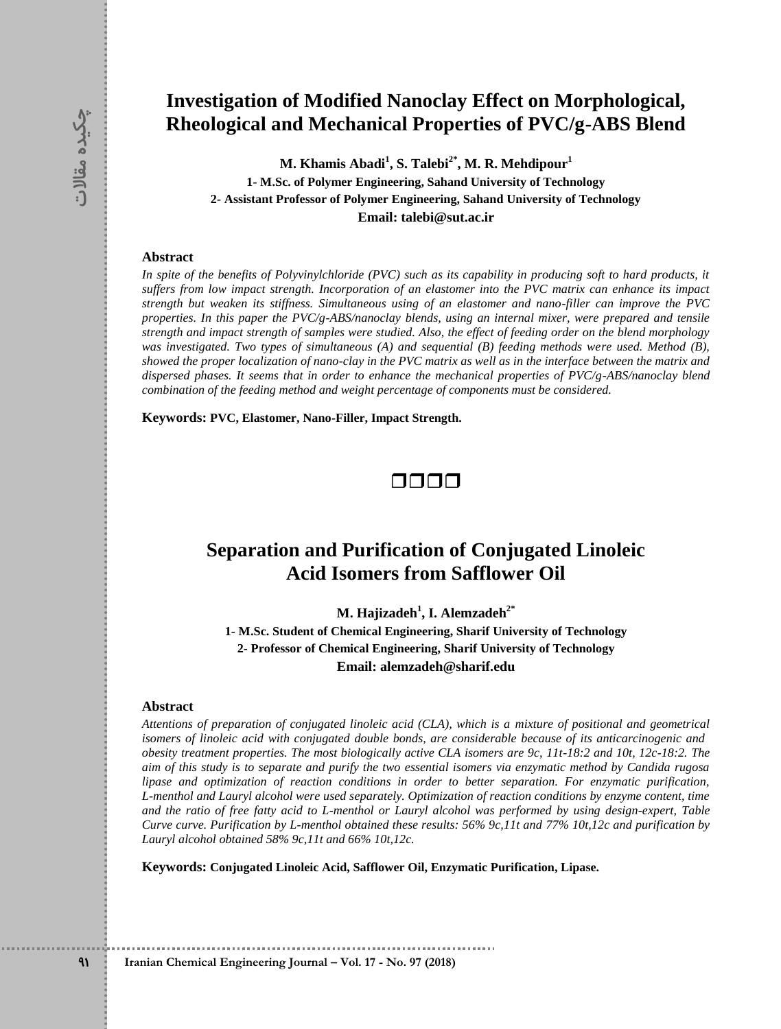# Investigation of Modified Nanoclay Effect on Morphological, Rheological and Mechanical Properties of PVC/g-ABS Blend

**M. Khamis Abadi[1], S. Talebi[2*], M. R. Mehdipour[1]**

**1- M.Sc. of Polymer Engineering, Sahand University of Technology**

**2- Assistant Professor of Polymer Engineering, Sahand University of Technology**

**Email: talebi@sut.ac.ir**

### Abstract

*In spite of the benefits of Polyvinylchloride (PVC) such as its capability in producing soft to hard products, it suffers from low impact strength. Incorporation of an elastomer into the PVC matrix can enhance its impact strength but weaken its stiffness. Simultaneous using of an elastomer and nano-filler can improve the PVC properties. In this paper the PVC/g-ABS/nanoclay blends, using an internal mixer, were prepared and tensile strength and impact strength of samples were studied. Also, the effect of feeding order on the blend morphology was investigated. Two types of simultaneous (A) and sequential (B) feeding methods were used. Method (B), showed the proper localization of nano-clay in the PVC matrix as well as in the interface between the matrix and dispersed phases. It seems that in order to enhance the mechanical properties of PVC/g-ABS/nanoclay blend combination of the feeding method and weight percentage of components must be considered.*

**Keywords:** **PVC, Elastomer, Nano-Filler, Impact Strength.**

❒❒❒❒

# Separation and Purification of Conjugated Linoleic Acid Isomers from Safflower Oil

**M. Hajizadeh[1], I. Alemzadeh[2*]**

**1- M.Sc. Student of Chemical Engineering, Sharif University of Technology**

**2- Professor of Chemical Engineering, Sharif University of Technology**

**Email: alemzadeh@sharif.edu**

### Abstract

*Attentions of preparation of conjugated linoleic acid (CLA), which is a mixture of positional and geometrical isomers of linoleic acid with conjugated double bonds, are considerable because of its anticarcinogenic and obesity treatment properties. The most biologically active CLA isomers are 9c, 11t-18:2 and 10t, 12c-18:2. The aim of this study is to separate and purify the two essential isomers via enzymatic method by Candida rugosa lipase and optimization of reaction conditions in order to better separation. For enzymatic purification, L-menthol and Lauryl alcohol were used separately. Optimization of reaction conditions by enzyme content, time and the ratio of free fatty acid to L-menthol or Lauryl alcohol was performed by using design-expert, Table Curve curve. Purification by L-menthol obtained these results: 56% 9c,11t and 77% 10t,12c and purification by Lauryl alcohol obtained 58% 9c,11t and 66% 10t,12c.*

**Keywords:** **Conjugated Linoleic Acid, Safflower Oil, Enzymatic Purification, Lipase.**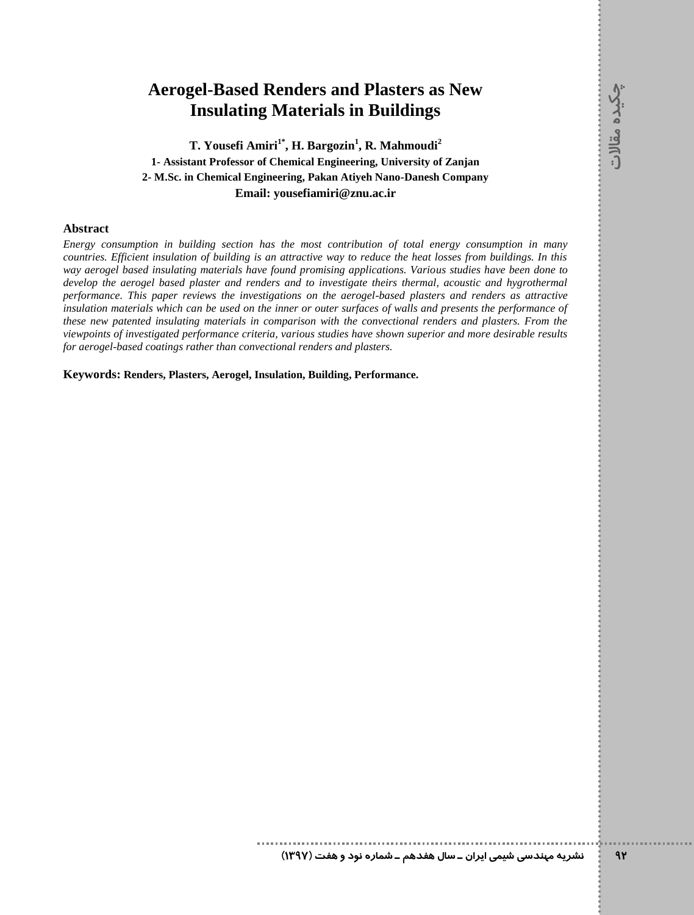# Aerogel-Based Renders and Plasters as New Insulating Materials in Buildings

**T. Yousefi Amiri[1*], H. Bargozin[1], R. Mahmoudi[2]**

**1- Assistant Professor of Chemical Engineering, University of Zanjan**

**2- M.Sc. in Chemical Engineering, Pakan Atiyeh Nano-Danesh Company**

**Email: yousefiamiri@znu.ac.ir**

## Abstract

*Energy consumption in building section has the most contribution of total energy consumption in many countries. Efficient insulation of building is an attractive way to reduce the heat losses from buildings. In this way aerogel based insulating materials have found promising applications. Various studies have been done to develop the aerogel based plaster and renders and to investigate theirs thermal, acoustic and hygrothermal performance. This paper reviews the investigations on the aerogel-based plasters and renders as attractive insulation materials which can be used on the inner or outer surfaces of walls and presents the performance of these new patented insulating materials in comparison with the convectional renders and plasters. From the viewpoints of investigated performance criteria, various studies have shown superior and more desirable results for aerogel-based coatings rather than convectional renders and plasters.*

**Keywords: Renders, Plasters, Aerogel, Insulation, Building, Performance.**